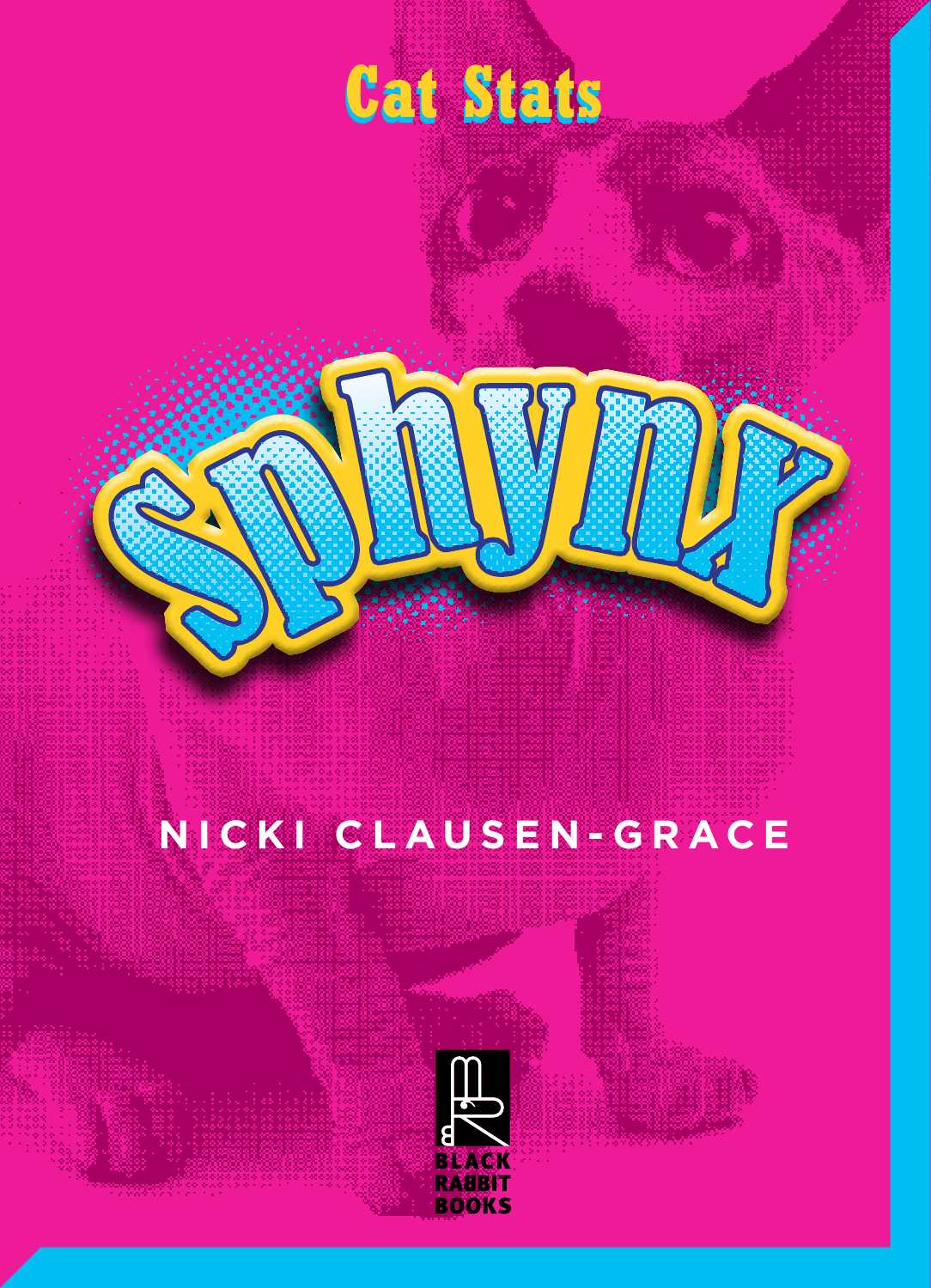Cat Stats

# Sphynx

NICKI CLAUSEN-GRACE

BLACK RABBIT BOOKS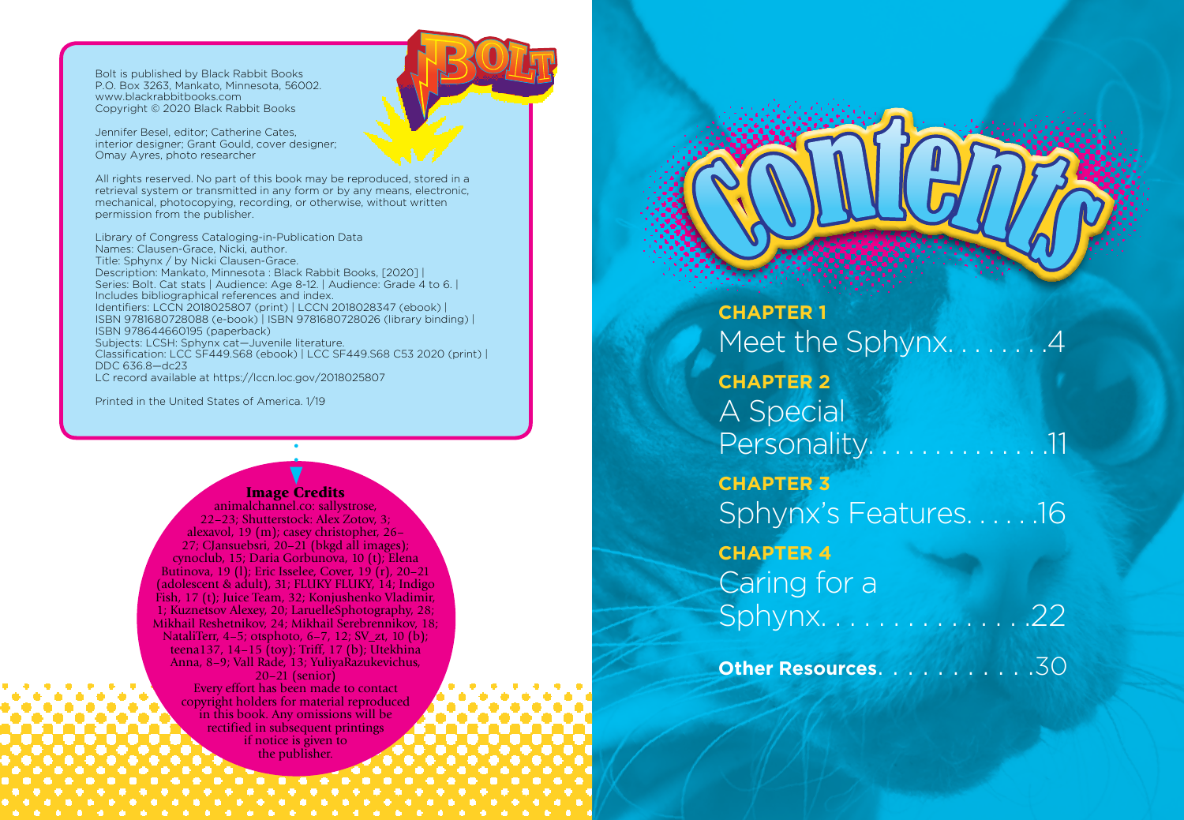Bolt is published by Black Rabbit Books
P.O. Box 3263, Mankato, Minnesota, 56002.
www.blackrabbitbooks.com
Copyright © 2020 Black Rabbit Books

Jennifer Besel, editor; Catherine Cates, interior designer; Grant Gould, cover designer; Omay Ayres, photo researcher

All rights reserved. No part of this book may be reproduced, stored in a retrieval system or transmitted in any form or by any means, electronic, mechanical, photocopying, recording, or otherwise, without written permission from the publisher.

Library of Congress Cataloging-in-Publication Data
Names: Clausen-Grace, Nicki, author.
Title: Sphynx / by Nicki Clausen-Grace.
Description: Mankato, Minnesota : Black Rabbit Books, [2020] | Series: Bolt. Cat stats | Audience: Age 8-12. | Audience: Grade 4 to 6. | Includes bibliographical references and index.
Identifiers: LCCN 2018025807 (print) | LCCN 2018028347 (ebook) | ISBN 9781680728088 (e-book) | ISBN 9781680728026 (library binding) | ISBN 978644660195 (paperback)
Subjects: LCSH: Sphynx cat—Juvenile literature.
Classification: LCC SF449.S68 (ebook) | LCC SF449.S68 C53 2020 (print) | DDC 636.8—dc23
LC record available at https://lccn.loc.gov/2018025807

Printed in the United States of America. 1/19

**Image Credits**

animalchannel.co: sallystrose, 22–23; Shutterstock: Alex Zotov, 3; alexavol, 19 (m); casey christopher, 26–27; CJansuebsri, 20–21 (bkgd all images); cynoclub, 15; Daria Gorbunova, 10 (t); Elena Butinova, 19 (l); Eric Isselee, Cover, 19 (r), 20–21 (adolescent & adult), 31; FLUKY FLUKY, 14; Indigo Fish, 17 (t); Juice Team, 32; Konjushenko Vladimir, 1; Kuznetsov Alexey, 20; LaruelleSphotography, 28; Mikhail Reshetnikov, 24; Mikhail Serebrennikov, 18; NataliTerr, 4–5; otsphoto, 6–7, 12; SV_zt, 10 (b); teena137, 14–15 (toy); Triff, 17 (b); Utekhina Anna, 8–9; Vall Rade, 13; YuliyaRazukevichus, 20–21 (senior)

Every effort has been made to contact copyright holders for material reproduced in this book. Any omissions will be rectified in subsequent printings if notice is given to the publisher.

# Contents

**CHAPTER 1**
Meet the Sphynx. . . . . . . .4

**CHAPTER 2**
A Special Personality. . . . . . . . . . . . . .11

**CHAPTER 3**
Sphynx's Features. . . . . .16

**CHAPTER 4**
Caring for a Sphynx. . . . . . . . . . . . . . .22

**Other Resources**. . . . . . . . . . .30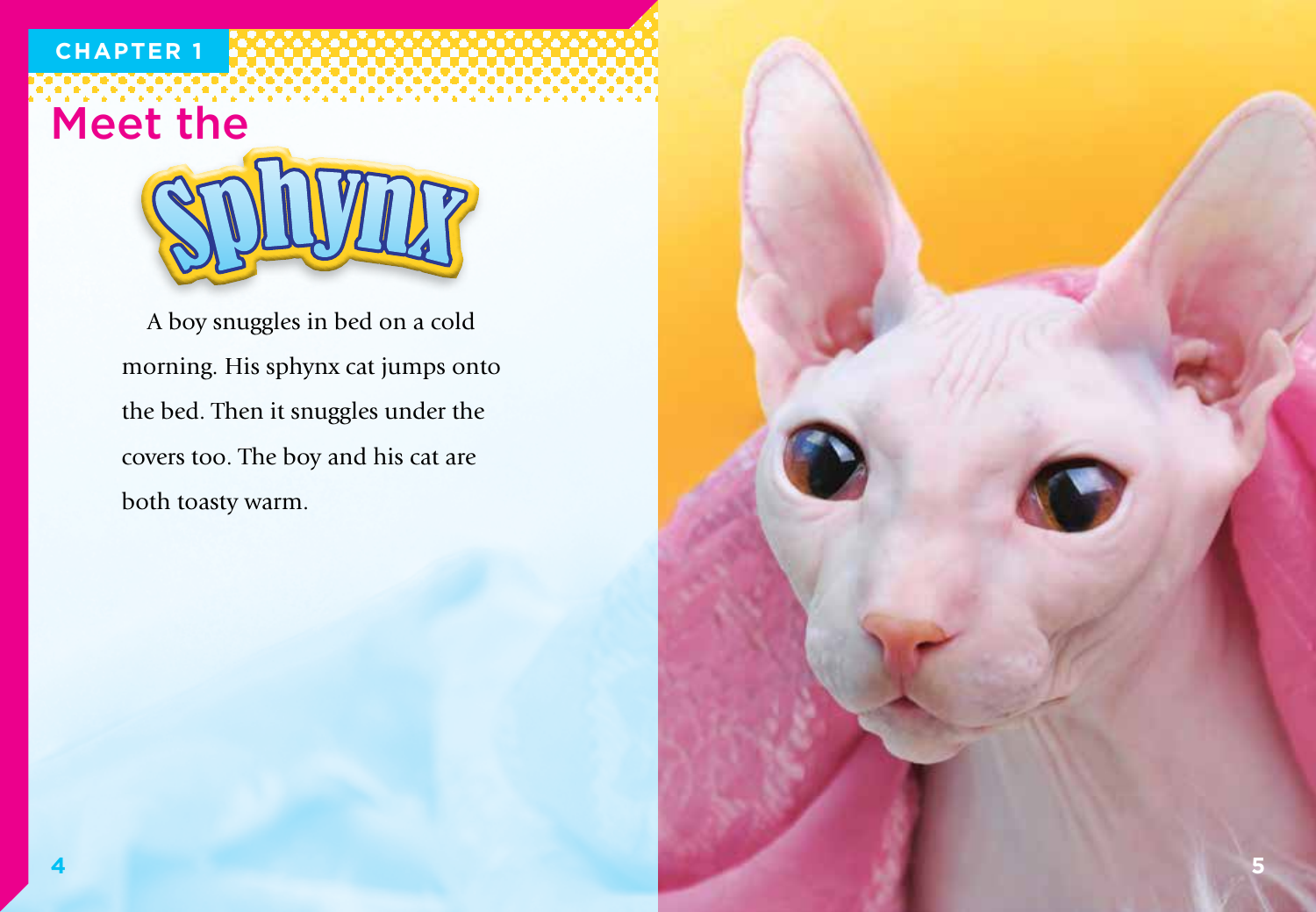CHAPTER 1

# Meet the Sphynx

A boy snuggles in bed on a cold morning. His sphynx cat jumps onto the bed. Then it snuggles under the covers too. The boy and his cat are both toasty warm.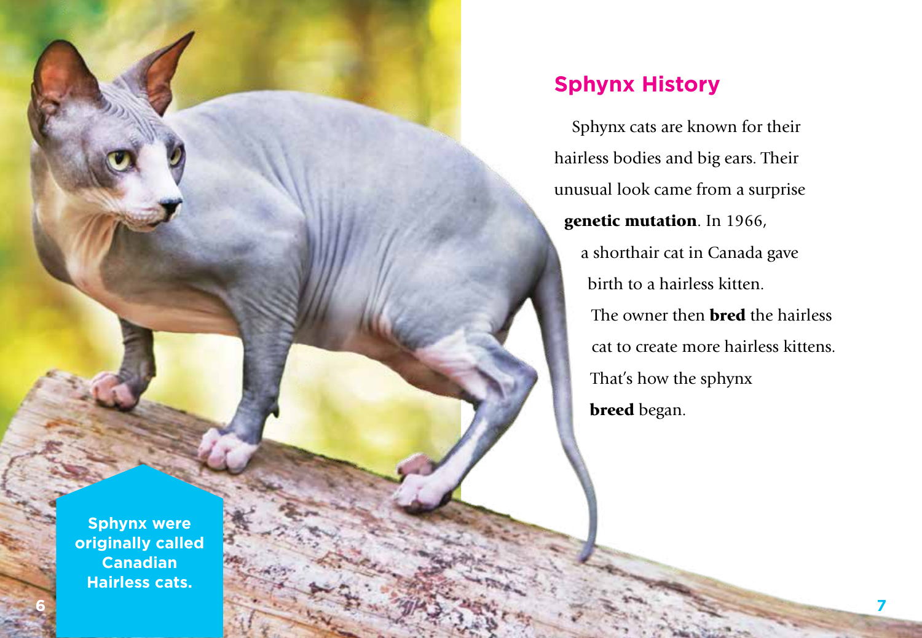## Sphynx History

Sphynx cats are known for their hairless bodies and big ears. Their unusual look came from a surprise **genetic mutation**. In 1966, a shorthair cat in Canada gave birth to a hairless kitten. The owner then **bred** the hairless cat to create more hairless kittens. That's how the sphynx **breed** began.

**Sphynx were originally called Canadian Hairless cats.**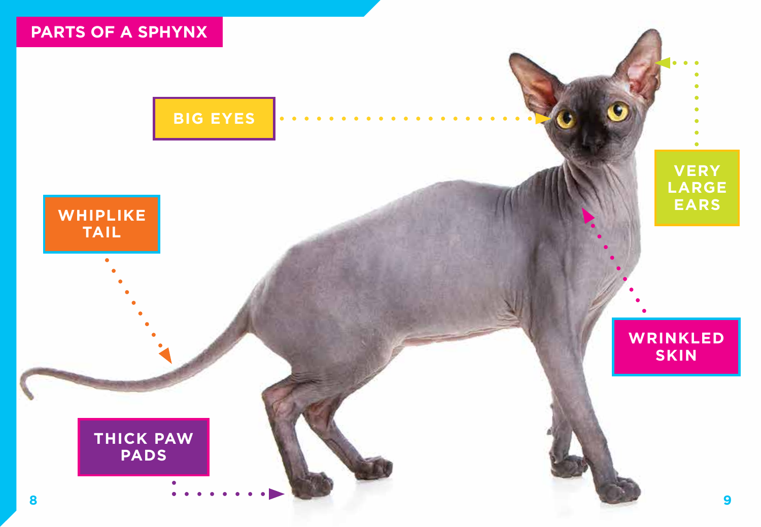# PARTS OF A SPHYNX

BIG EYES

VERY LARGE EARS

WHIPLIKE TAIL

WRINKLED SKIN

THICK PAW PADS